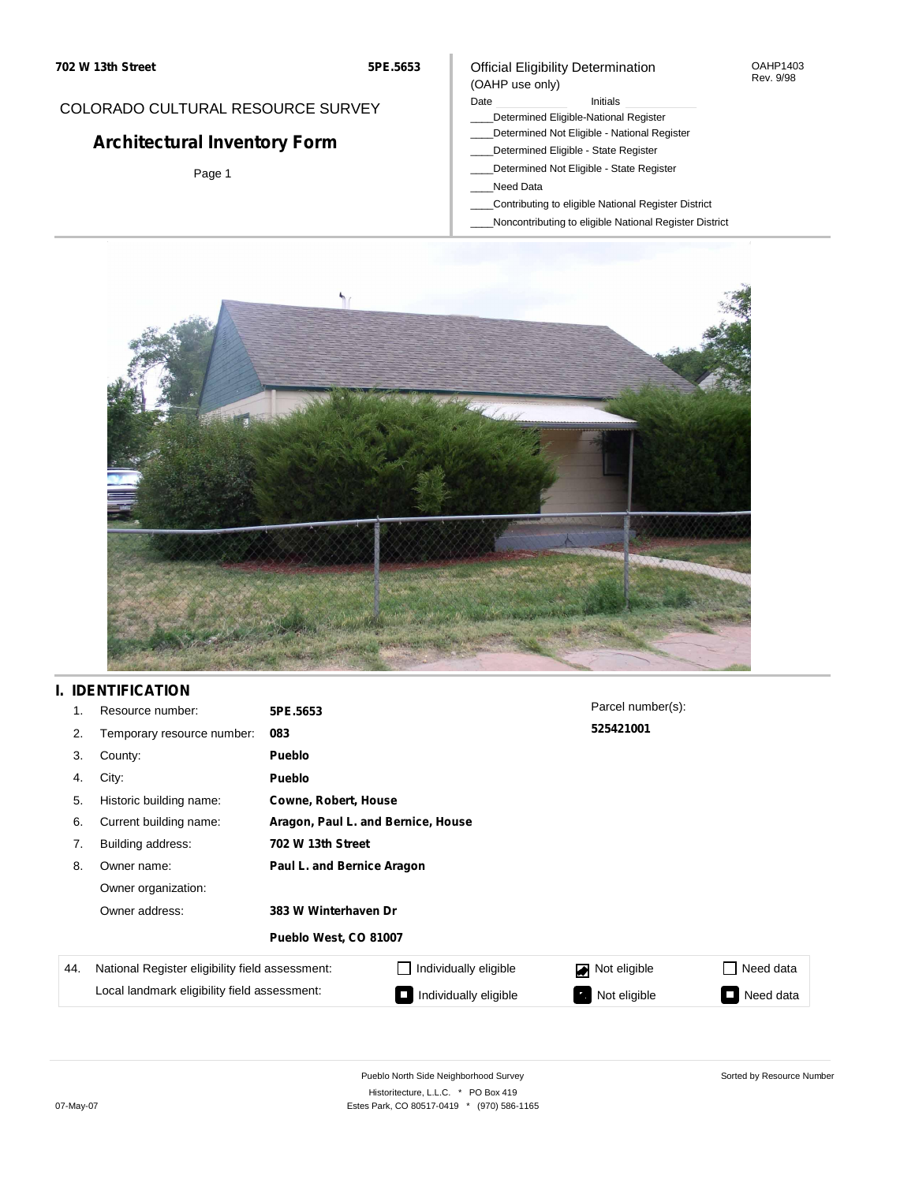702 W 13th Street　　5PE.5653

COLORADO CULTURAL RESOURCE SURVEY

# Architectural Inventory Form

Official Eligibility Determination
(OAHP use only)

OAHP1403
Rev. 9/98

Date ____________ Initials ____________

____Determined Eligible-National Register
____Determined Not Eligible - National Register
____Determined Eligible - State Register
____Determined Not Eligible - State Register
____Need Data
____Contributing to eligible National Register District
____Noncontributing to eligible National Register District

## I. IDENTIFICATION

| | | |
|---|---|---|
| 1. | Resource number: | **5PE.5653** |
| 2. | Temporary resource number: | **083** |
| 3. | County: | **Pueblo** |
| 4. | City: | **Pueblo** |
| 5. | Historic building name: | **Cowne, Robert, House** |
| 6. | Current building name: | **Aragon, Paul L. and Bernice, House** |
| 7. | Building address: | **702 W 13th Street** |
| 8. | Owner name: | **Paul L. and Bernice Aragon** |
| | Owner organization: | |
| | Owner address: | **383 W Winterhaven Dr** |
| | | **Pueblo West, CO 81007** |

Parcel number(s):
**525421001**

| 44. | | | | |
|---|---|---|---|---|
| National Register eligibility field assessment: | ☐ Individually eligible | ☑ Not eligible | ☐ Need data |
| Local landmark eligibility field assessment: | ☐ Individually eligible | ☐ Not eligible | ☐ Need data |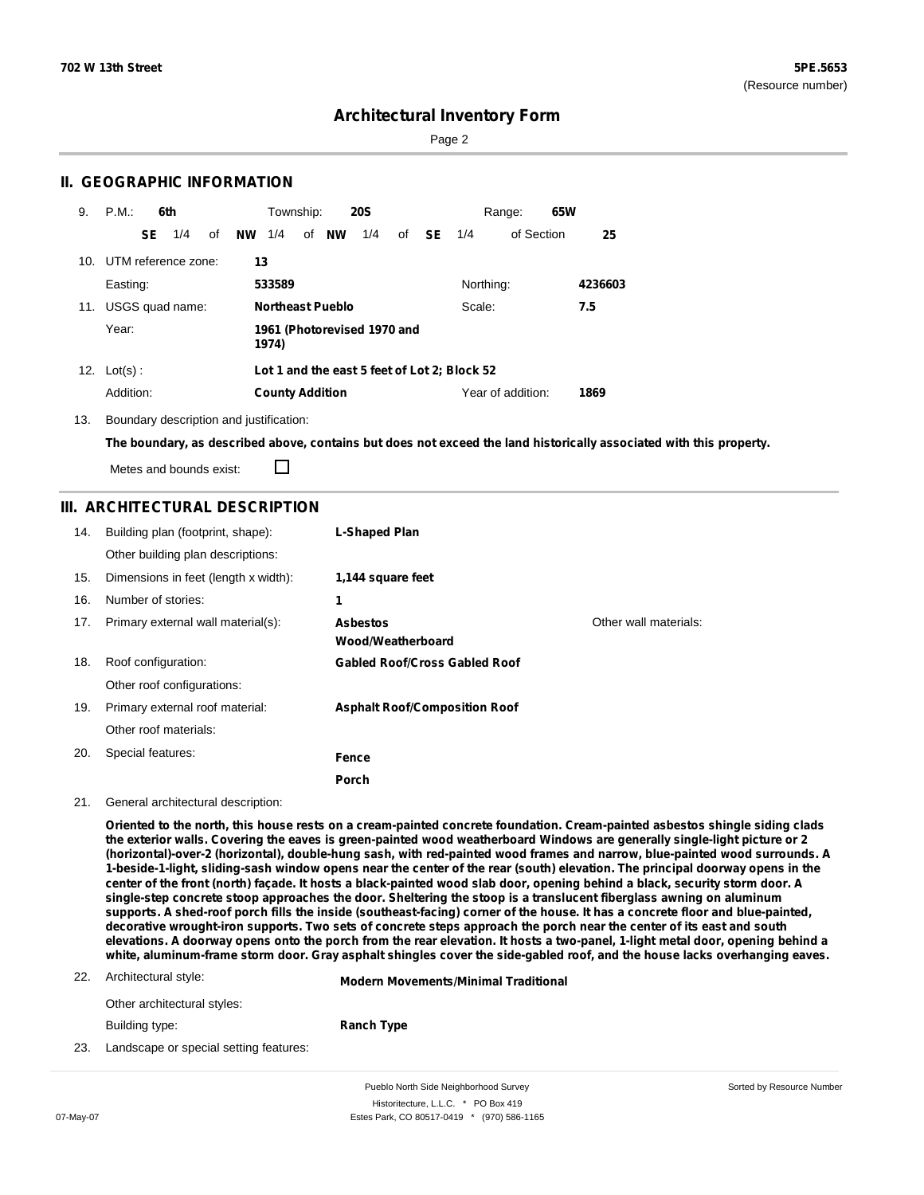# Architectural Inventory Form

## II. GEOGRAPHIC INFORMATION

9. P.M.: **6th** Township: **20S** Range: **65W**
   **SE** 1/4 of **NW** 1/4 of **NW** 1/4 of **SE** 1/4 of Section **25**

10. UTM reference zone: **13**
    Easting: **533589** Northing: **4236603**

11. USGS quad name: **Northeast Pueblo** Scale: **7.5**
    Year: **1961 (Photorevised 1970 and 1974)**

12. Lot(s) : **Lot 1 and the east 5 feet of Lot 2; Block 52**
    Addition: **County Addition** Year of addition: **1869**

13. Boundary description and justification:
    **The boundary, as described above, contains but does not exceed the land historically associated with this property.**
    Metes and bounds exist: ☐

## III. ARCHITECTURAL DESCRIPTION

14. Building plan (footprint, shape): **L-Shaped Plan**
    Other building plan descriptions:
15. Dimensions in feet (length x width): **1,144 square feet**
16. Number of stories: **1**
17. Primary external wall material(s): **Asbestos**, **Wood/Weatherboard** Other wall materials:
18. Roof configuration: **Gabled Roof/Cross Gabled Roof**
    Other roof configurations:
19. Primary external roof material: **Asphalt Roof/Composition Roof**
    Other roof materials:
20. Special features: **Fence**, **Porch**
21. General architectural description:
    **Oriented to the north, this house rests on a cream-painted concrete foundation. Cream-painted asbestos shingle siding clads the exterior walls. Covering the eaves is green-painted wood weatherboard Windows are generally single-light picture or 2 (horizontal)-over-2 (horizontal), double-hung sash, with red-painted wood frames and narrow, blue-painted wood surrounds. A 1-beside-1-light, sliding-sash window opens near the center of the rear (south) elevation. The principal doorway opens in the center of the front (north) façade. It hosts a black-painted wood slab door, opening behind a black, security storm door. A single-step concrete stoop approaches the door. Sheltering the stoop is a translucent fiberglass awning on aluminum supports. A shed-roof porch fills the inside (southeast-facing) corner of the house. It has a concrete floor and blue-painted, decorative wrought-iron supports. Two sets of concrete steps approach the porch near the center of its east and south elevations. A doorway opens onto the porch from the rear elevation. It hosts a two-panel, 1-light metal door, opening behind a white, aluminum-frame storm door. Gray asphalt shingles cover the side-gabled roof, and the house lacks overhanging eaves.**
22. Architectural style: **Modern Movements/Minimal Traditional**
    Other architectural styles:
    Building type: **Ranch Type**
23. Landscape or special setting features: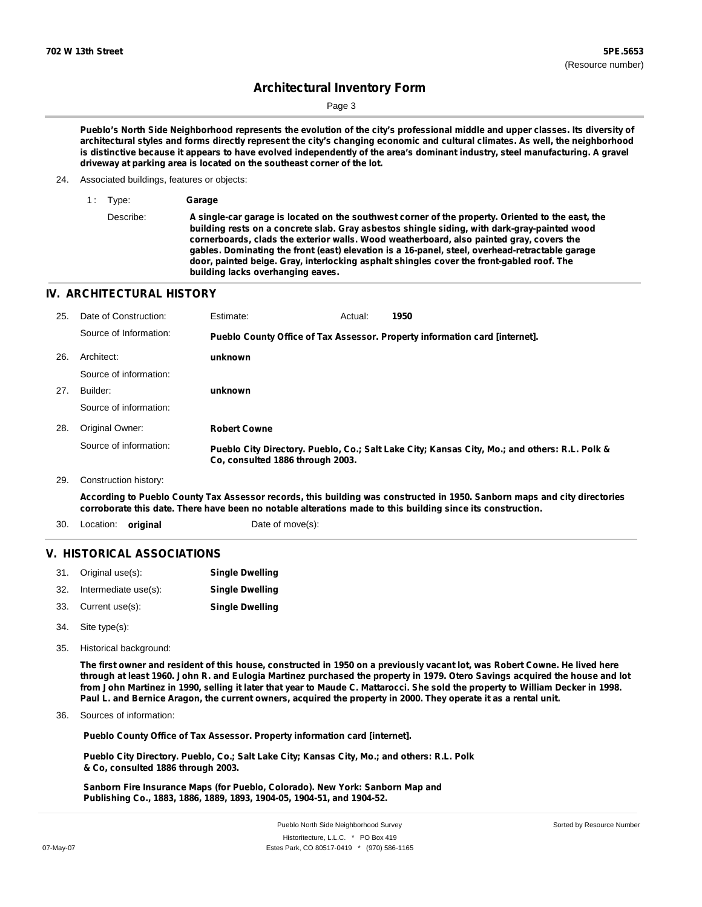# Architectural Inventory Form

**Pueblo's North Side Neighborhood represents the evolution of the city's professional middle and upper classes. Its diversity of architectural styles and forms directly represent the city's changing economic and cultural climates. As well, the neighborhood is distinctive because it appears to have evolved independently of the area's dominant industry, steel manufacturing. A gravel driveway at parking area is located on the southeast corner of the lot.**

24. Associated buildings, features or objects:

1 : Type: **Garage**

Describe: **A single-car garage is located on the southwest corner of the property. Oriented to the east, the building rests on a concrete slab. Gray asbestos shingle siding, with dark-gray-painted wood cornerboards, clads the exterior walls. Wood weatherboard, also painted gray, covers the gables. Dominating the front (east) elevation is a 16-panel, steel, overhead-retractable garage door, painted beige. Gray, interlocking asphalt shingles cover the front-gabled roof. The building lacks overhanging eaves.**

## IV. ARCHITECTURAL HISTORY

25. Date of Construction: Estimate: Actual: **1950**

Source of Information: **Pueblo County Office of Tax Assessor. Property information card [internet].**

26. Architect: **unknown**

Source of information:

27. Builder: **unknown**

Source of information:

28. Original Owner: **Robert Cowne**

Source of information: **Pueblo City Directory. Pueblo, Co.; Salt Lake City; Kansas City, Mo.; and others: R.L. Polk & Co, consulted 1886 through 2003.**

29. Construction history:

**According to Pueblo County Tax Assessor records, this building was constructed in 1950. Sanborn maps and city directories corroborate this date. There have been no notable alterations made to this building since its construction.**

30. Location: **original** Date of move(s):

## V. HISTORICAL ASSOCIATIONS

31. Original use(s): **Single Dwelling**
32. Intermediate use(s): **Single Dwelling**
33. Current use(s): **Single Dwelling**
34. Site type(s):
35. Historical background:

**The first owner and resident of this house, constructed in 1950 on a previously vacant lot, was Robert Cowne. He lived here through at least 1960. John R. and Eulogia Martinez purchased the property in 1979. Otero Savings acquired the house and lot from John Martinez in 1990, selling it later that year to Maude C. Mattarocci. She sold the property to William Decker in 1998. Paul L. and Bernice Aragon, the current owners, acquired the property in 2000. They operate it as a rental unit.**

36. Sources of information:

**Pueblo County Office of Tax Assessor. Property information card [internet].**

**Pueblo City Directory. Pueblo, Co.; Salt Lake City; Kansas City, Mo.; and others: R.L. Polk & Co, consulted 1886 through 2003.**

**Sanborn Fire Insurance Maps (for Pueblo, Colorado). New York: Sanborn Map and Publishing Co., 1883, 1886, 1889, 1893, 1904-05, 1904-51, and 1904-52.**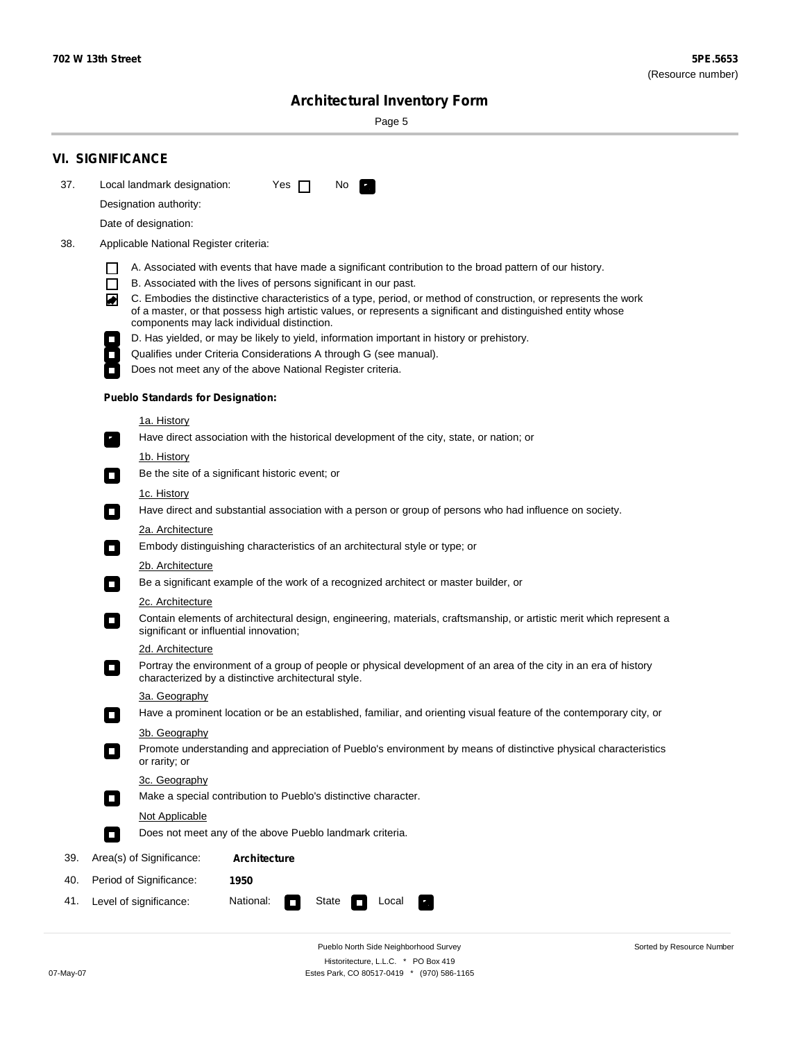# VI. SIGNIFICANCE

37. Local landmark designation: Yes ☐ No ☒

Designation authority:

Date of designation:

38. Applicable National Register criteria:

- ☐ A. Associated with events that have made a significant contribution to the broad pattern of our history.
- ☐ B. Associated with the lives of persons significant in our past.
- ☒ C. Embodies the distinctive characteristics of a type, period, or method of construction, or represents the work of a master, or that possess high artistic values, or represents a significant and distinguished entity whose components may lack individual distinction.
- ☐ D. Has yielded, or may be likely to yield, information important in history or prehistory.
- ☐ Qualifies under Criteria Considerations A through G (see manual).
- ☐ Does not meet any of the above National Register criteria.

### Pueblo Standards for Designation:

1a. History

- ☒ Have direct association with the historical development of the city, state, or nation; or

1b. History

- ☐ Be the site of a significant historic event; or

1c. History

- ☐ Have direct and substantial association with a person or group of persons who had influence on society.

2a. Architecture

- ☐ Embody distinguishing characteristics of an architectural style or type; or

2b. Architecture

- ☐ Be a significant example of the work of a recognized architect or master builder, or

2c. Architecture

- ☐ Contain elements of architectural design, engineering, materials, craftsmanship, or artistic merit which represent a significant or influential innovation;

2d. Architecture

- ☐ Portray the environment of a group of people or physical development of an area of the city in an era of history characterized by a distinctive architectural style.

3a. Geography

- ☐ Have a prominent location or be an established, familiar, and orienting visual feature of the contemporary city, or

3b. Geography

- ☐ Promote understanding and appreciation of Pueblo's environment by means of distinctive physical characteristics or rarity; or

3c. Geography

- ☐ Make a special contribution to Pueblo's distinctive character.

Not Applicable

- ☐ Does not meet any of the above Pueblo landmark criteria.

39. Area(s) of Significance: **Architecture**

40. Period of Significance: **1950**

41. Level of significance: National: ☐ State ☐ Local ☒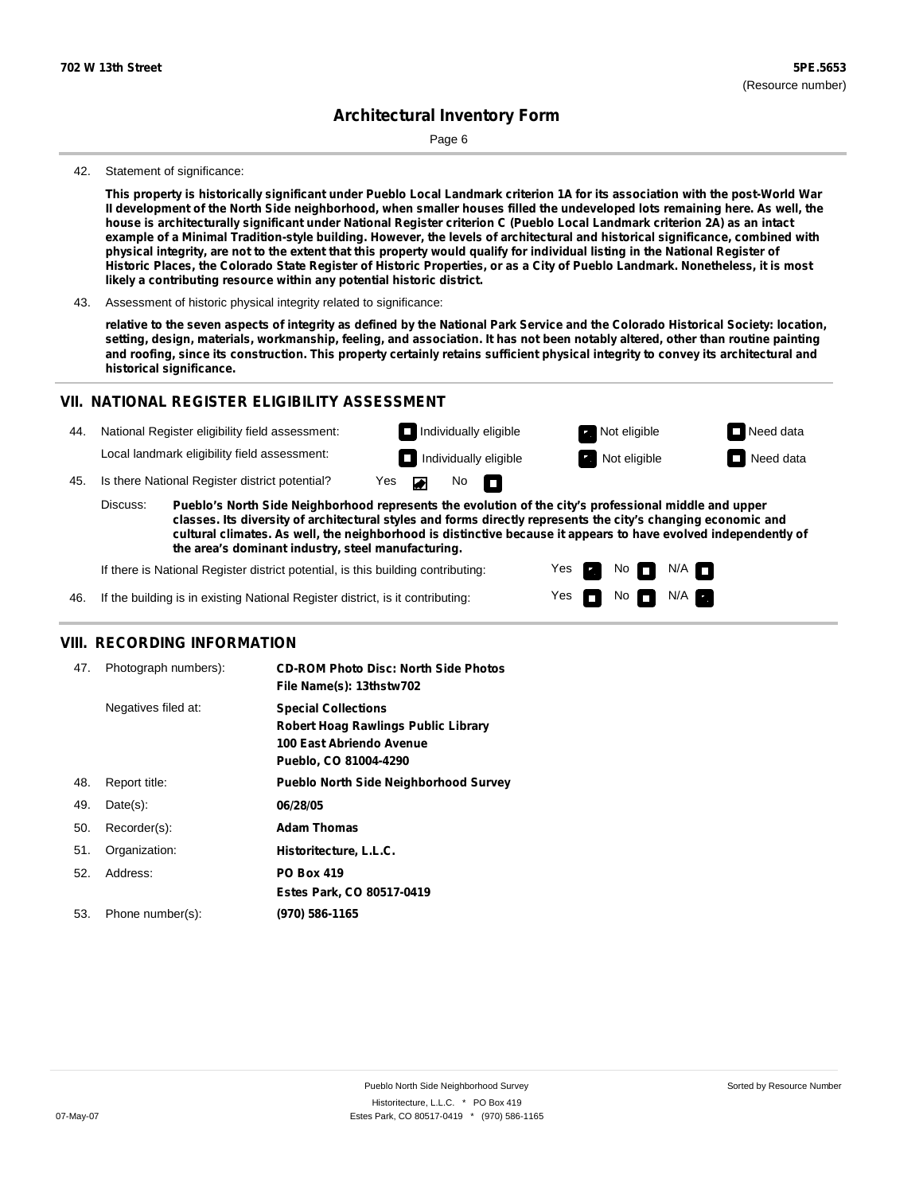**702 W 13th Street** | **5PE.5653** (Resource number)

## Architectural Inventory Form

42. Statement of significance:

**This property is historically significant under Pueblo Local Landmark criterion 1A for its association with the post-World War II development of the North Side neighborhood, when smaller houses filled the undeveloped lots remaining here. As well, the house is architecturally significant under National Register criterion C (Pueblo Local Landmark criterion 2A) as an intact example of a Minimal Tradition-style building. However, the levels of architectural and historical significance, combined with physical integrity, are not to the extent that this property would qualify for individual listing in the National Register of Historic Places, the Colorado State Register of Historic Properties, or as a City of Pueblo Landmark. Nonetheless, it is most likely a contributing resource within any potential historic district.**

43. Assessment of historic physical integrity related to significance:

**relative to the seven aspects of integrity as defined by the National Park Service and the Colorado Historical Society: location, setting, design, materials, workmanship, feeling, and association. It has not been notably altered, other than routine painting and roofing, since its construction. This property certainly retains sufficient physical integrity to convey its architectural and historical significance.**

## VII. NATIONAL REGISTER ELIGIBILITY ASSESSMENT

44. National Register eligibility field assessment: ☐ Individually eligible ☑ Not eligible ☐ Need data

Local landmark eligibility field assessment: ☐ Individually eligible ☑ Not eligible ☐ Need data

45. Is there National Register district potential? Yes ☑ No ☐

Discuss: **Pueblo's North Side Neighborhood represents the evolution of the city's professional middle and upper classes. Its diversity of architectural styles and forms directly represents the city's changing economic and cultural climates. As well, the neighborhood is distinctive because it appears to have evolved independently of the area's dominant industry, steel manufacturing.**

If there is National Register district potential, is this building contributing: Yes ☑ No ☐ N/A ☐

46. If the building is in existing National Register district, is it contributing: Yes ☐ No ☐ N/A ☑

## VIII. RECORDING INFORMATION

47. Photograph numbers): **CD-ROM Photo Disc: North Side Photos**
**File Name(s): 13thstw702**

Negatives filed at: **Special Collections**
**Robert Hoag Rawlings Public Library**
**100 East Abriendo Avenue**
**Pueblo, CO 81004-4290**

48. Report title: **Pueblo North Side Neighborhood Survey**

49. Date(s): **06/28/05**

50. Recorder(s): **Adam Thomas**

51. Organization: **Historitecture, L.L.C.**

52. Address: **PO Box 419**
**Estes Park, CO 80517-0419**

53. Phone number(s): **(970) 586-1165**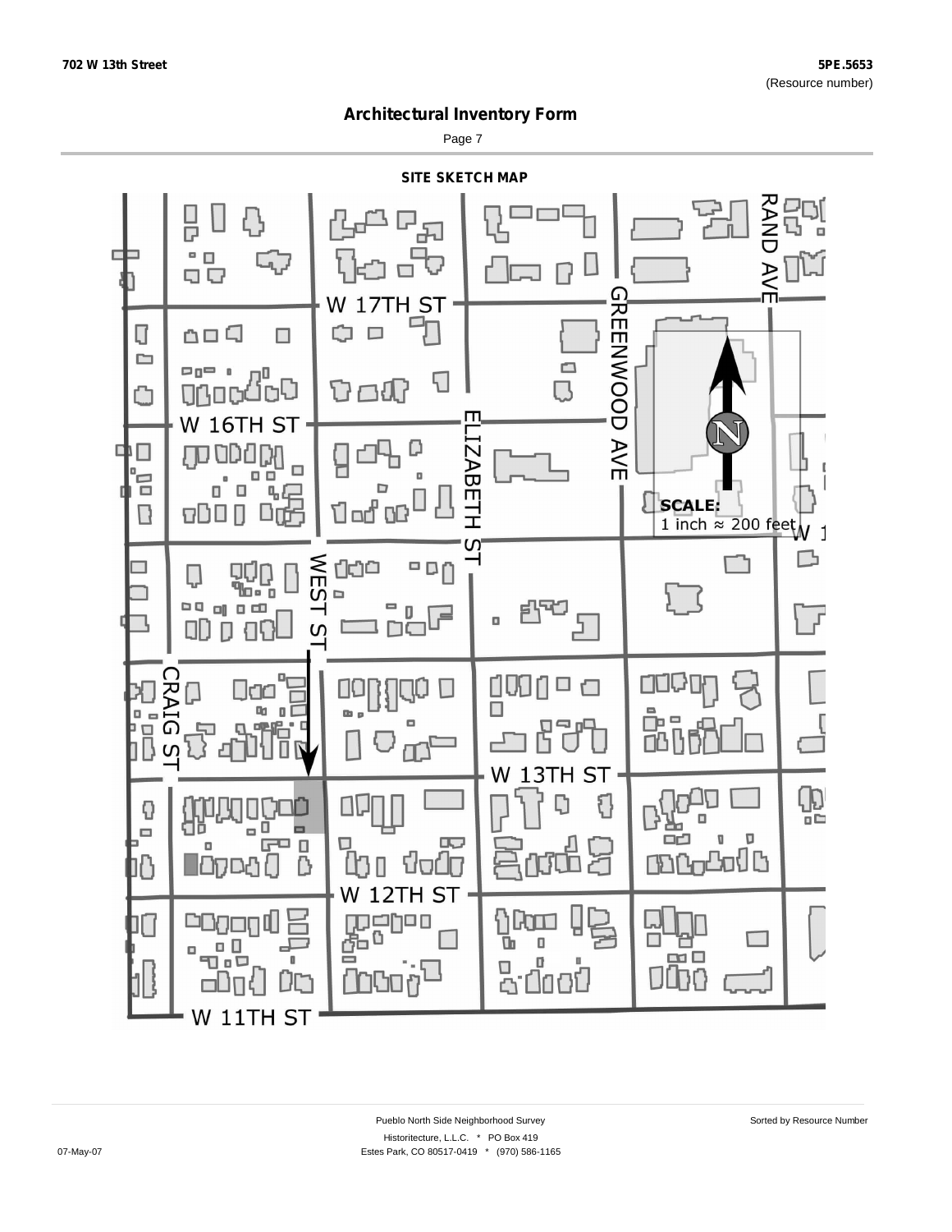702 W 13th Street

5PE.5653
(Resource number)

# Architectural Inventory Form

## SITE SKETCH MAP

W 17TH ST

RAND AVE

GREENWOOD AVE

W 16TH ST

ELIZABETH ST

SCALE:
1 inch ≈ 200 feet

WEST ST

CRAIG ST

W 13TH ST

W 12TH ST

W 11TH ST

Pueblo North Side Neighborhood Survey

Sorted by Resource Number

Historitecture, L.L.C. * PO Box 419

07-May-07

Estes Park, CO 80517-0419 * (970) 586-1165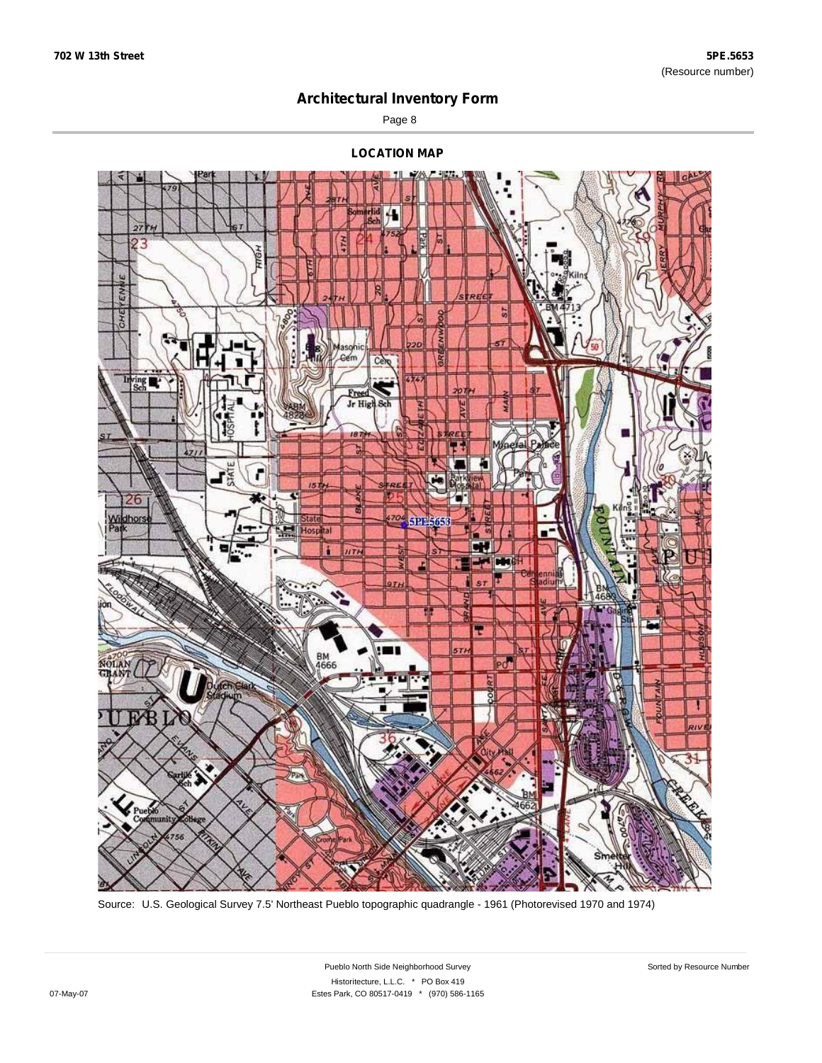## LOCATION MAP

Source: U.S. Geological Survey 7.5' Northeast Pueblo topographic quadrangle - 1961 (Photorevised 1970 and 1974)